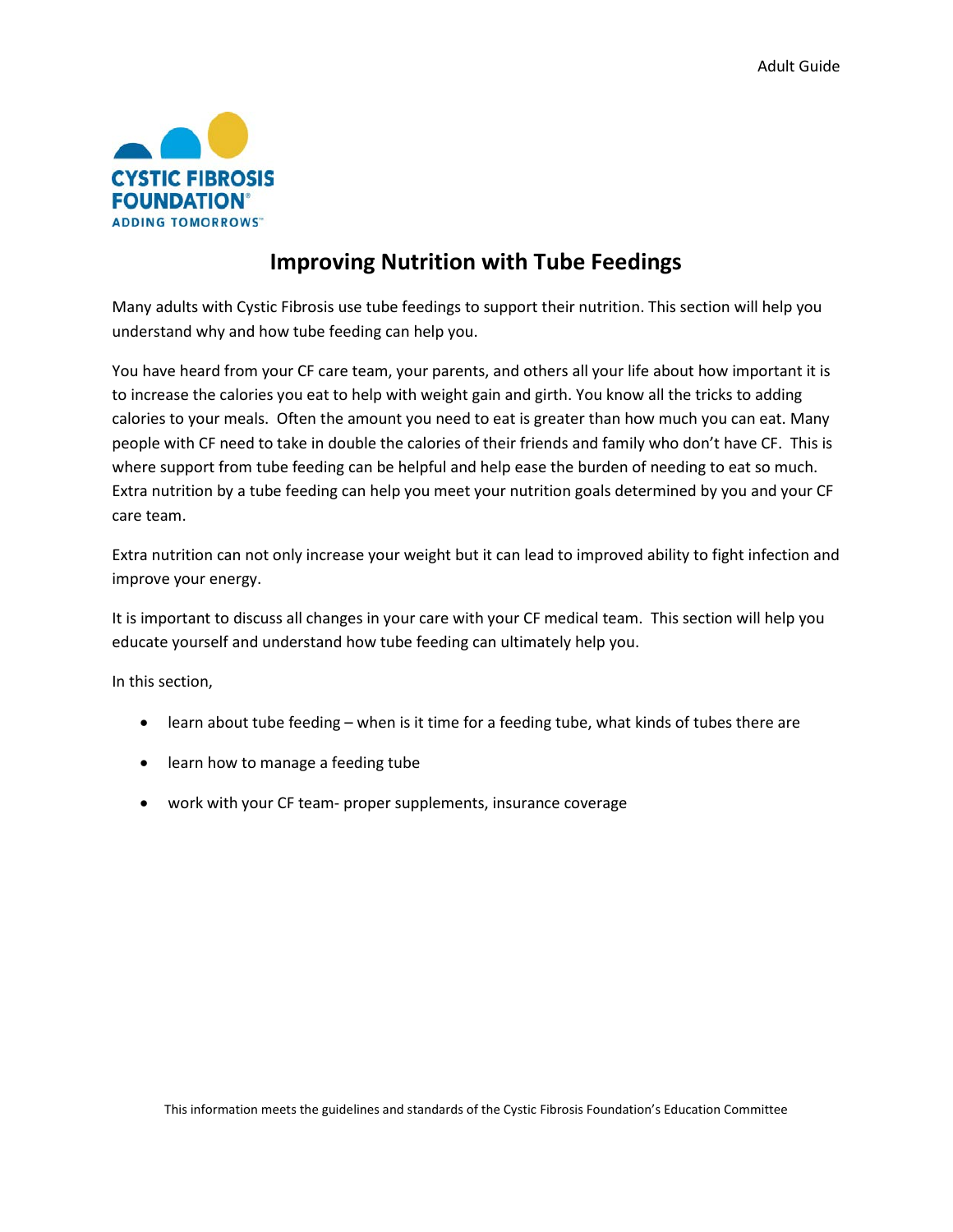# Improving Nutrition with Tube Feedings

Many adults with Cystic Fibrosis use tube feedings to support their nutrition. This section will help you understand why and how tube feeding can help you.

You have heard from your CF care team, your parents, and others all your life about how important it is to increase the calories you eat to help with weight gain and girth. You know all the tricks to adding calories to your meals. Often the amount you need to eat is greater than how much you can eat. Many people with CF need to take in double the calories of their friends and family who don't have CF. This is where support from tube feeding can be helpful and help ease the burden of needing to eat so much. Extra nutrition by a tube feeding can help you meet your nutrition goals determined by you and your CF care team.

Extra nutrition can not only increase your weight but it can lead to improved ability to fight infection and improve your energy.

It is important to discuss all changes in your care with your CF medical team. This section will help you educate yourself and understand how tube feeding can ultimately help you.

In this section,

- learn about tube feeding – when is it time for a feeding tube, what kinds of tubes there are
- learn how to manage a feeding tube
- work with your CF team- proper supplements, insurance coverage

This information meets the guidelines and standards of the Cystic Fibrosis Foundation's Education Committee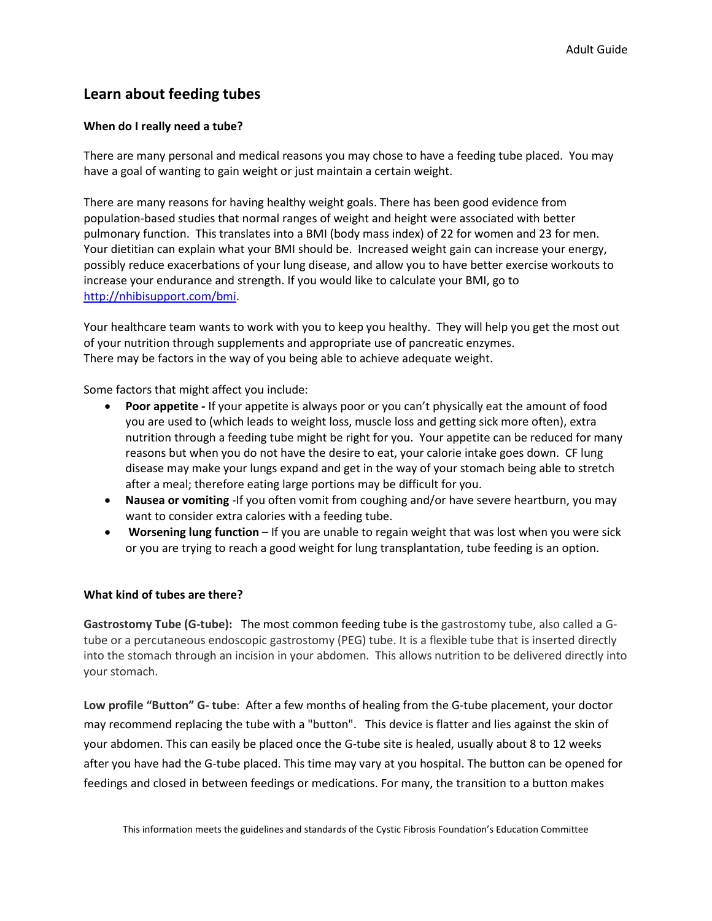## Learn about feeding tubes

### When do I really need a tube?

There are many personal and medical reasons you may chose to have a feeding tube placed. You may have a goal of wanting to gain weight or just maintain a certain weight.

There are many reasons for having healthy weight goals. There has been good evidence from population-based studies that normal ranges of weight and height were associated with better pulmonary function. This translates into a BMI (body mass index) of 22 for women and 23 for men. Your dietitian can explain what your BMI should be. Increased weight gain can increase your energy, possibly reduce exacerbations of your lung disease, and allow you to have better exercise workouts to increase your endurance and strength. If you would like to calculate your BMI, go to http://nhibisupport.com/bmi.

Your healthcare team wants to work with you to keep you healthy. They will help you get the most out of your nutrition through supplements and appropriate use of pancreatic enzymes.
There may be factors in the way of you being able to achieve adequate weight.

Some factors that might affect you include:

- **Poor appetite -** If your appetite is always poor or you can't physically eat the amount of food you are used to (which leads to weight loss, muscle loss and getting sick more often), extra nutrition through a feeding tube might be right for you. Your appetite can be reduced for many reasons but when you do not have the desire to eat, your calorie intake goes down. CF lung disease may make your lungs expand and get in the way of your stomach being able to stretch after a meal; therefore eating large portions may be difficult for you.
- **Nausea or vomiting** -If you often vomit from coughing and/or have severe heartburn, you may want to consider extra calories with a feeding tube.
- **Worsening lung function** – If you are unable to regain weight that was lost when you were sick or you are trying to reach a good weight for lung transplantation, tube feeding is an option.

### What kind of tubes are there?

**Gastrostomy Tube (G-tube):** The most common feeding tube is the gastrostomy tube, also called a G-tube or a percutaneous endoscopic gastrostomy (PEG) tube. It is a flexible tube that is inserted directly into the stomach through an incision in your abdomen. This allows nutrition to be delivered directly into your stomach.

**Low profile "Button" G- tube**: After a few months of healing from the G-tube placement, your doctor may recommend replacing the tube with a "button". This device is flatter and lies against the skin of your abdomen. This can easily be placed once the G-tube site is healed, usually about 8 to 12 weeks after you have had the G-tube placed. This time may vary at you hospital. The button can be opened for feedings and closed in between feedings or medications. For many, the transition to a button makes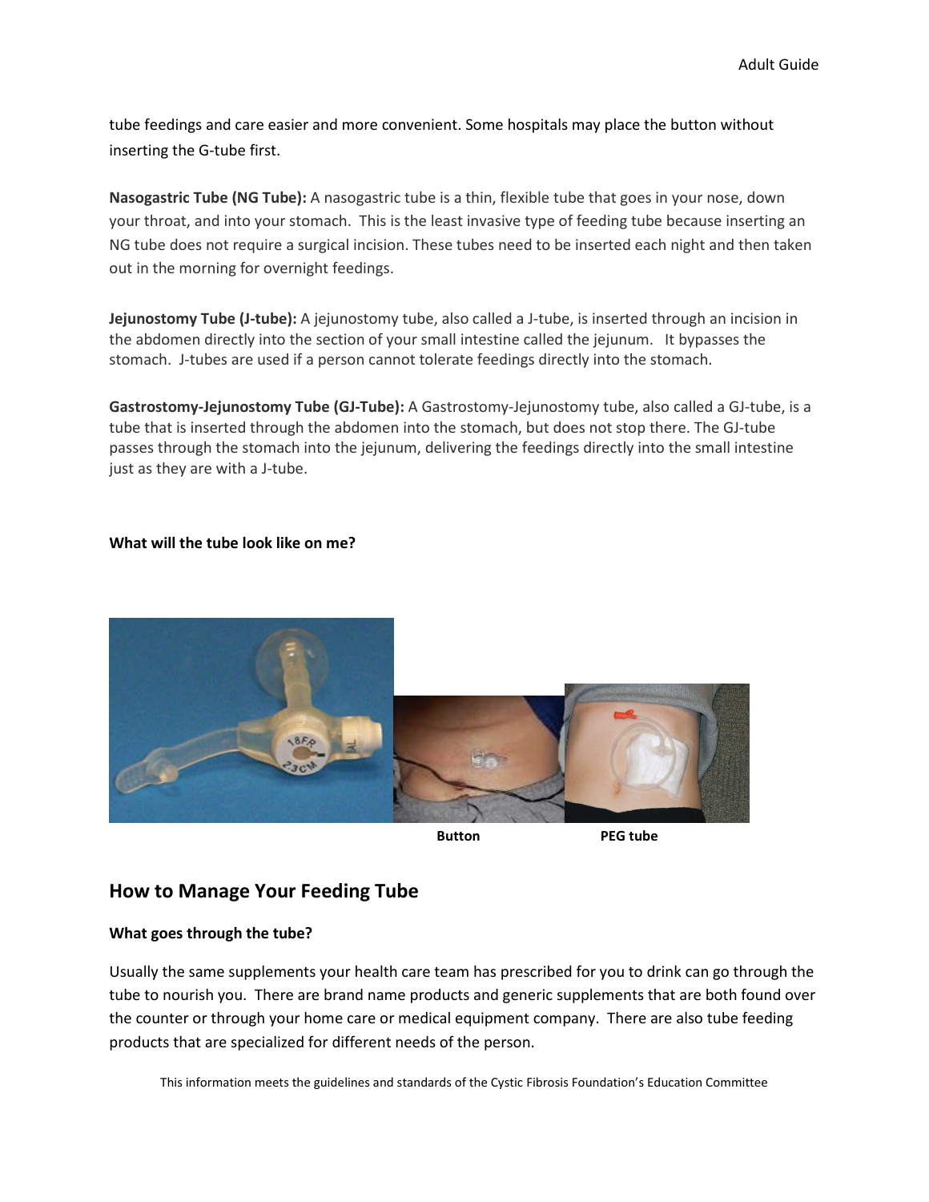tube feedings and care easier and more convenient. Some hospitals may place the button without inserting the G-tube first.

**Nasogastric Tube (NG Tube):** A nasogastric tube is a thin, flexible tube that goes in your nose, down your throat, and into your stomach. This is the least invasive type of feeding tube because inserting an NG tube does not require a surgical incision. These tubes need to be inserted each night and then taken out in the morning for overnight feedings.

**Jejunostomy Tube (J-tube):** A jejunostomy tube, also called a J-tube, is inserted through an incision in the abdomen directly into the section of your small intestine called the jejunum. It bypasses the stomach. J-tubes are used if a person cannot tolerate feedings directly into the stomach.

**Gastrostomy-Jejunostomy Tube (GJ-Tube):** A Gastrostomy-Jejunostomy tube, also called a GJ-tube, is a tube that is inserted through the abdomen into the stomach, but does not stop there. The GJ-tube passes through the stomach into the jejunum, delivering the feedings directly into the small intestine just as they are with a J-tube.

**What will the tube look like on me?**

**Button** **PEG tube**

## How to Manage Your Feeding Tube

**What goes through the tube?**

Usually the same supplements your health care team has prescribed for you to drink can go through the tube to nourish you. There are brand name products and generic supplements that are both found over the counter or through your home care or medical equipment company. There are also tube feeding products that are specialized for different needs of the person.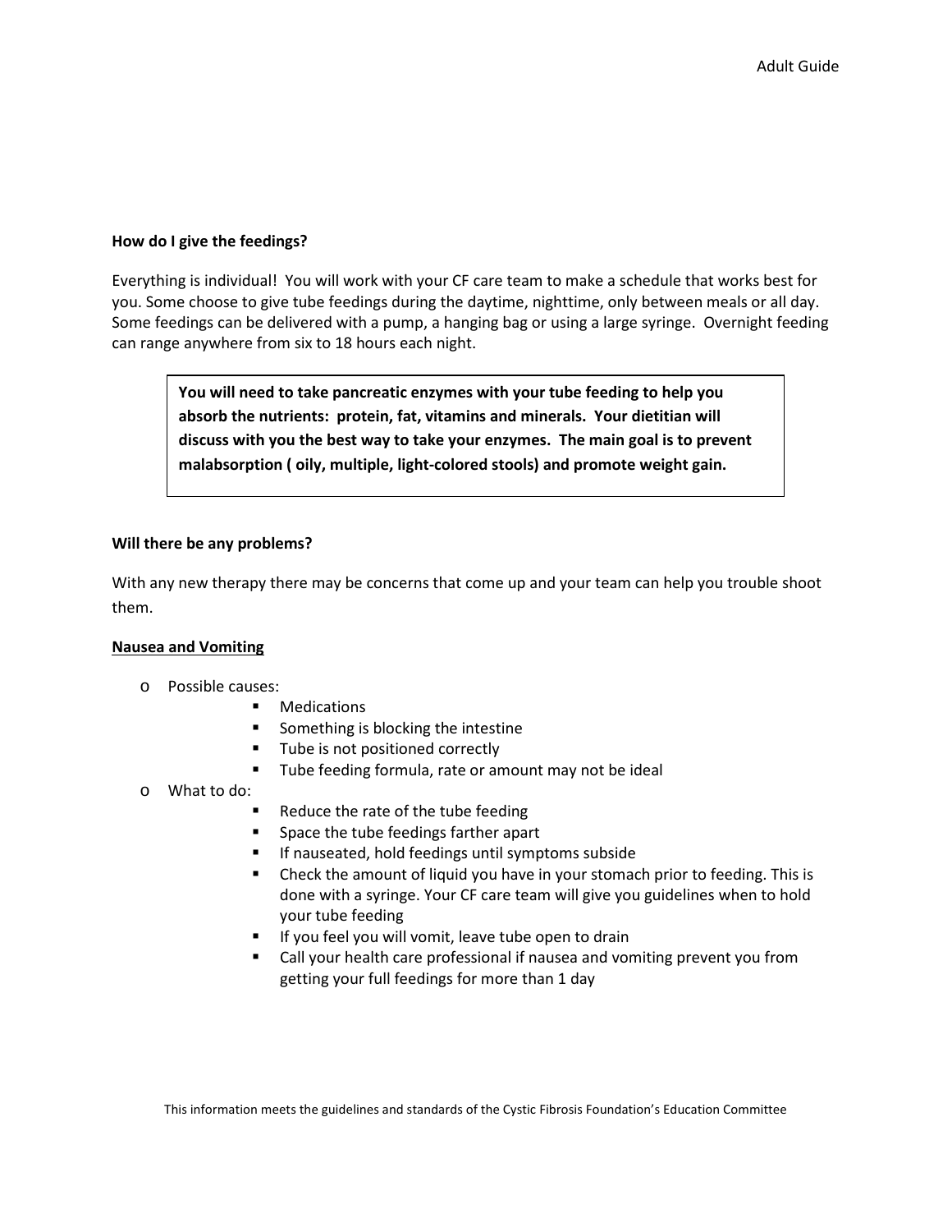**How do I give the feedings?**

Everything is individual! You will work with your CF care team to make a schedule that works best for you. Some choose to give tube feedings during the daytime, nighttime, only between meals or all day. Some feedings can be delivered with a pump, a hanging bag or using a large syringe. Overnight feeding can range anywhere from six to 18 hours each night.

> **You will need to take pancreatic enzymes with your tube feeding to help you absorb the nutrients: protein, fat, vitamins and minerals. Your dietitian will discuss with you the best way to take your enzymes. The main goal is to prevent malabsorption ( oily, multiple, light-colored stools) and promote weight gain.**

**Will there be any problems?**

With any new therapy there may be concerns that come up and your team can help you trouble shoot them.

**Nausea and Vomiting**

- Possible causes:
  - Medications
  - Something is blocking the intestine
  - Tube is not positioned correctly
  - Tube feeding formula, rate or amount may not be ideal
- What to do:
  - Reduce the rate of the tube feeding
  - Space the tube feedings farther apart
  - If nauseated, hold feedings until symptoms subside
  - Check the amount of liquid you have in your stomach prior to feeding. This is done with a syringe. Your CF care team will give you guidelines when to hold your tube feeding
  - If you feel you will vomit, leave tube open to drain
  - Call your health care professional if nausea and vomiting prevent you from getting your full feedings for more than 1 day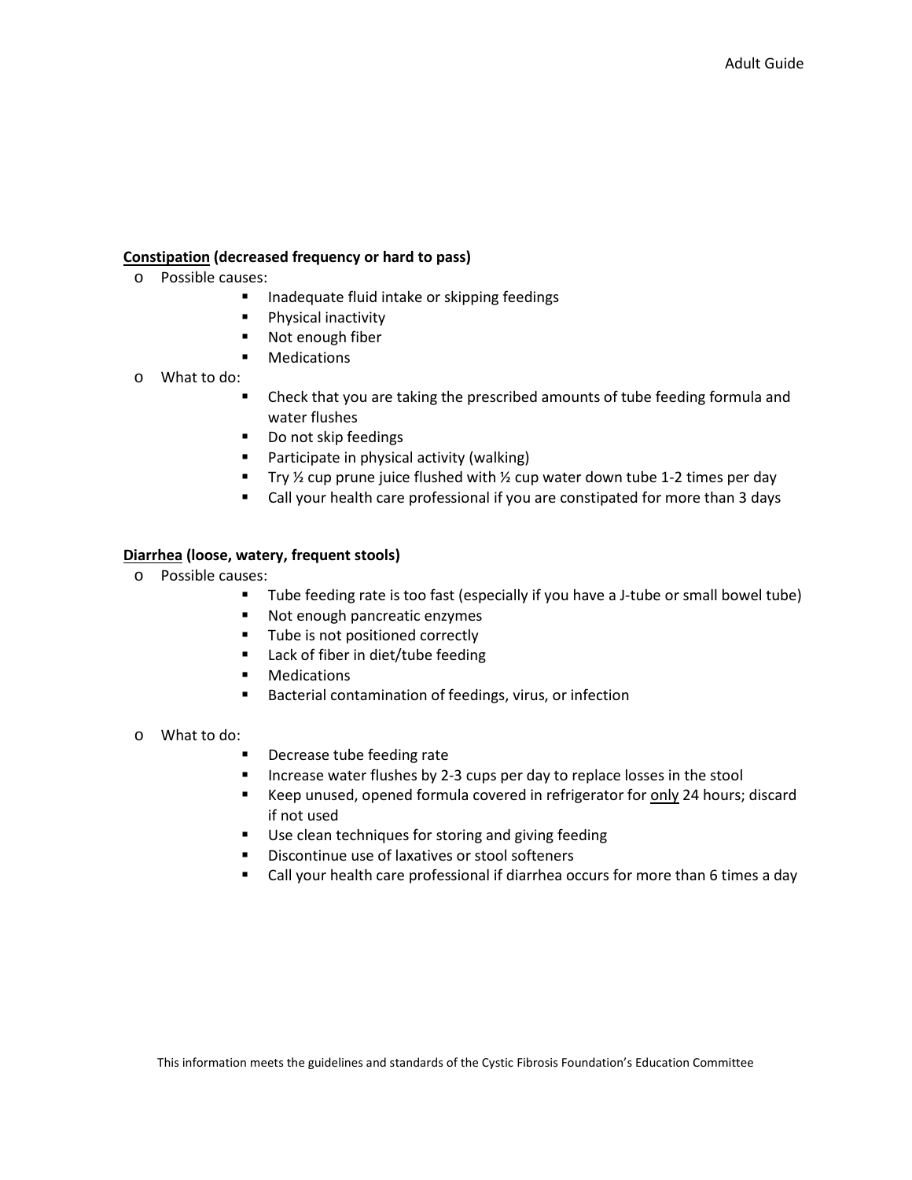**<u>Constipation</u> (decreased frequency or hard to pass)**

- Possible causes:
  - Inadequate fluid intake or skipping feedings
  - Physical inactivity
  - Not enough fiber
  - Medications
- What to do:
  - Check that you are taking the prescribed amounts of tube feeding formula and water flushes
  - Do not skip feedings
  - Participate in physical activity (walking)
  - Try ½ cup prune juice flushed with ½ cup water down tube 1-2 times per day
  - Call your health care professional if you are constipated for more than 3 days

**<u>Diarrhea</u> (loose, watery, frequent stools)**

- Possible causes:
  - Tube feeding rate is too fast (especially if you have a J-tube or small bowel tube)
  - Not enough pancreatic enzymes
  - Tube is not positioned correctly
  - Lack of fiber in diet/tube feeding
  - Medications
  - Bacterial contamination of feedings, virus, or infection
- What to do:
  - Decrease tube feeding rate
  - Increase water flushes by 2-3 cups per day to replace losses in the stool
  - Keep unused, opened formula covered in refrigerator for <u>only</u> 24 hours; discard if not used
  - Use clean techniques for storing and giving feeding
  - Discontinue use of laxatives or stool softeners
  - Call your health care professional if diarrhea occurs for more than 6 times a day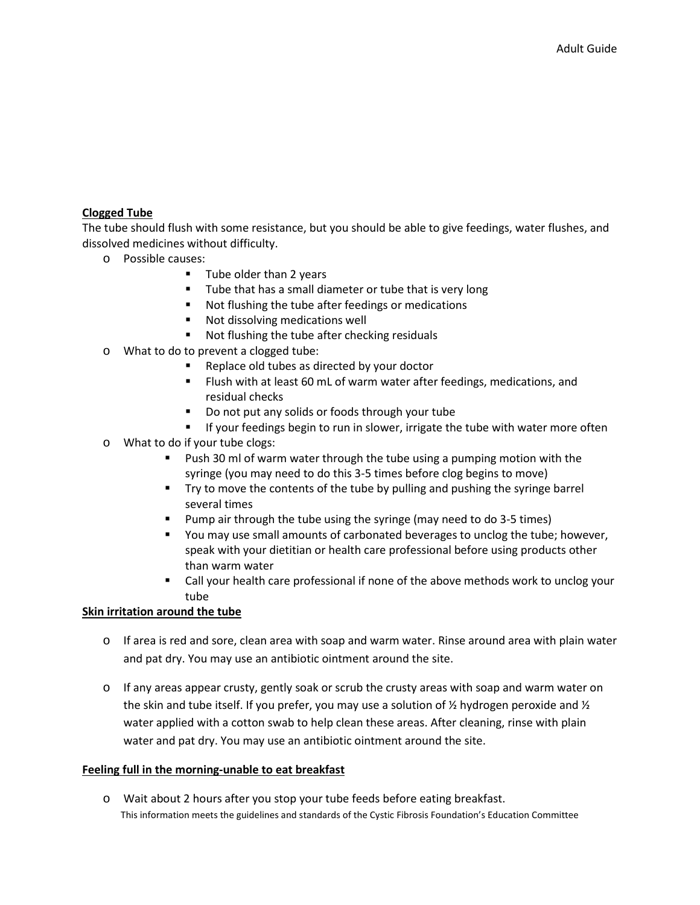**Clogged Tube**

The tube should flush with some resistance, but you should be able to give feedings, water flushes, and dissolved medicines without difficulty.

- Possible causes:
  - Tube older than 2 years
  - Tube that has a small diameter or tube that is very long
  - Not flushing the tube after feedings or medications
  - Not dissolving medications well
  - Not flushing the tube after checking residuals
- What to do to prevent a clogged tube:
  - Replace old tubes as directed by your doctor
  - Flush with at least 60 mL of warm water after feedings, medications, and residual checks
  - Do not put any solids or foods through your tube
  - If your feedings begin to run in slower, irrigate the tube with water more often
- What to do if your tube clogs:
  - Push 30 ml of warm water through the tube using a pumping motion with the syringe (you may need to do this 3-5 times before clog begins to move)
  - Try to move the contents of the tube by pulling and pushing the syringe barrel several times
  - Pump air through the tube using the syringe (may need to do 3-5 times)
  - You may use small amounts of carbonated beverages to unclog the tube; however, speak with your dietitian or health care professional before using products other than warm water
  - Call your health care professional if none of the above methods work to unclog your tube

**Skin irritation around the tube**

- If area is red and sore, clean area with soap and warm water. Rinse around area with plain water and pat dry. You may use an antibiotic ointment around the site.
- If any areas appear crusty, gently soak or scrub the crusty areas with soap and warm water on the skin and tube itself. If you prefer, you may use a solution of ½ hydrogen peroxide and ½ water applied with a cotton swab to help clean these areas. After cleaning, rinse with plain water and pat dry. You may use an antibiotic ointment around the site.

**Feeling full in the morning-unable to eat breakfast**

- Wait about 2 hours after you stop your tube feeds before eating breakfast.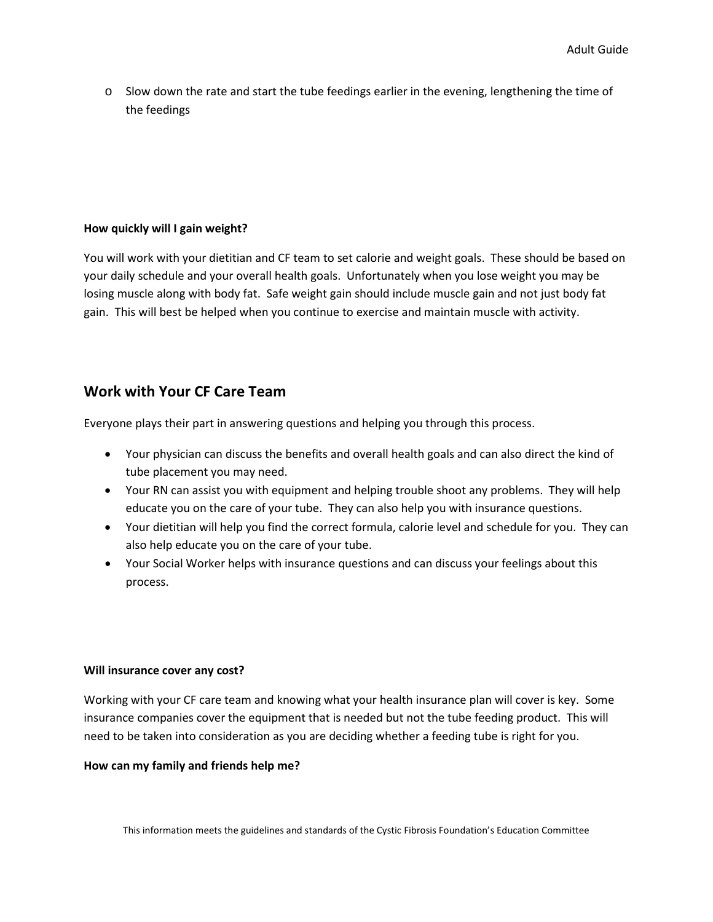- Slow down the rate and start the tube feedings earlier in the evening, lengthening the time of the feedings

**How quickly will I gain weight?**

You will work with your dietitian and CF team to set calorie and weight goals. These should be based on your daily schedule and your overall health goals. Unfortunately when you lose weight you may be losing muscle along with body fat. Safe weight gain should include muscle gain and not just body fat gain. This will best be helped when you continue to exercise and maintain muscle with activity.

## Work with Your CF Care Team

Everyone plays their part in answering questions and helping you through this process.

- Your physician can discuss the benefits and overall health goals and can also direct the kind of tube placement you may need.
- Your RN can assist you with equipment and helping trouble shoot any problems. They will help educate you on the care of your tube. They can also help you with insurance questions.
- Your dietitian will help you find the correct formula, calorie level and schedule for you. They can also help educate you on the care of your tube.
- Your Social Worker helps with insurance questions and can discuss your feelings about this process.

**Will insurance cover any cost?**

Working with your CF care team and knowing what your health insurance plan will cover is key. Some insurance companies cover the equipment that is needed but not the tube feeding product. This will need to be taken into consideration as you are deciding whether a feeding tube is right for you.

**How can my family and friends help me?**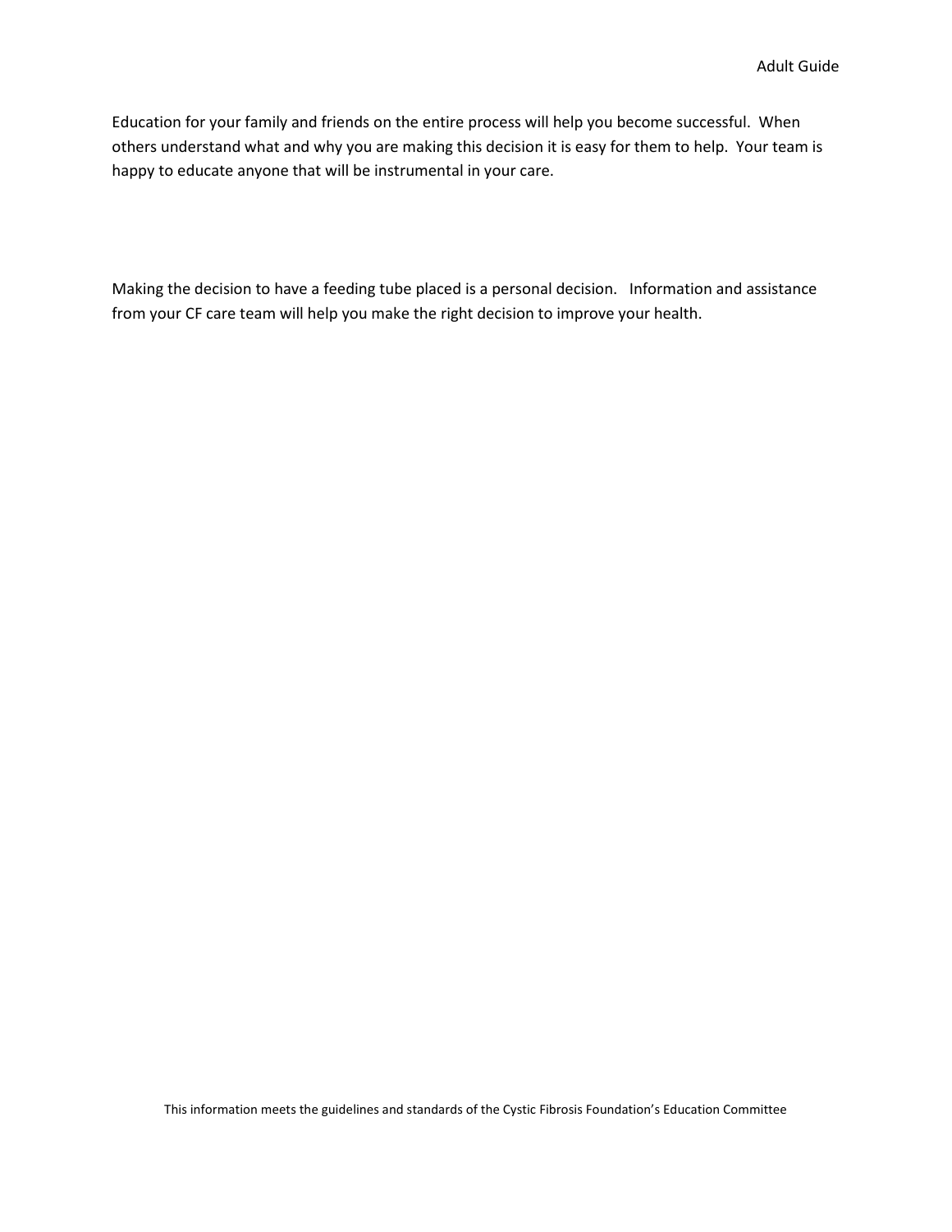Education for your family and friends on the entire process will help you become successful. When others understand what and why you are making this decision it is easy for them to help. Your team is happy to educate anyone that will be instrumental in your care.

Making the decision to have a feeding tube placed is a personal decision. Information and assistance from your CF care team will help you make the right decision to improve your health.

This information meets the guidelines and standards of the Cystic Fibrosis Foundation's Education Committee